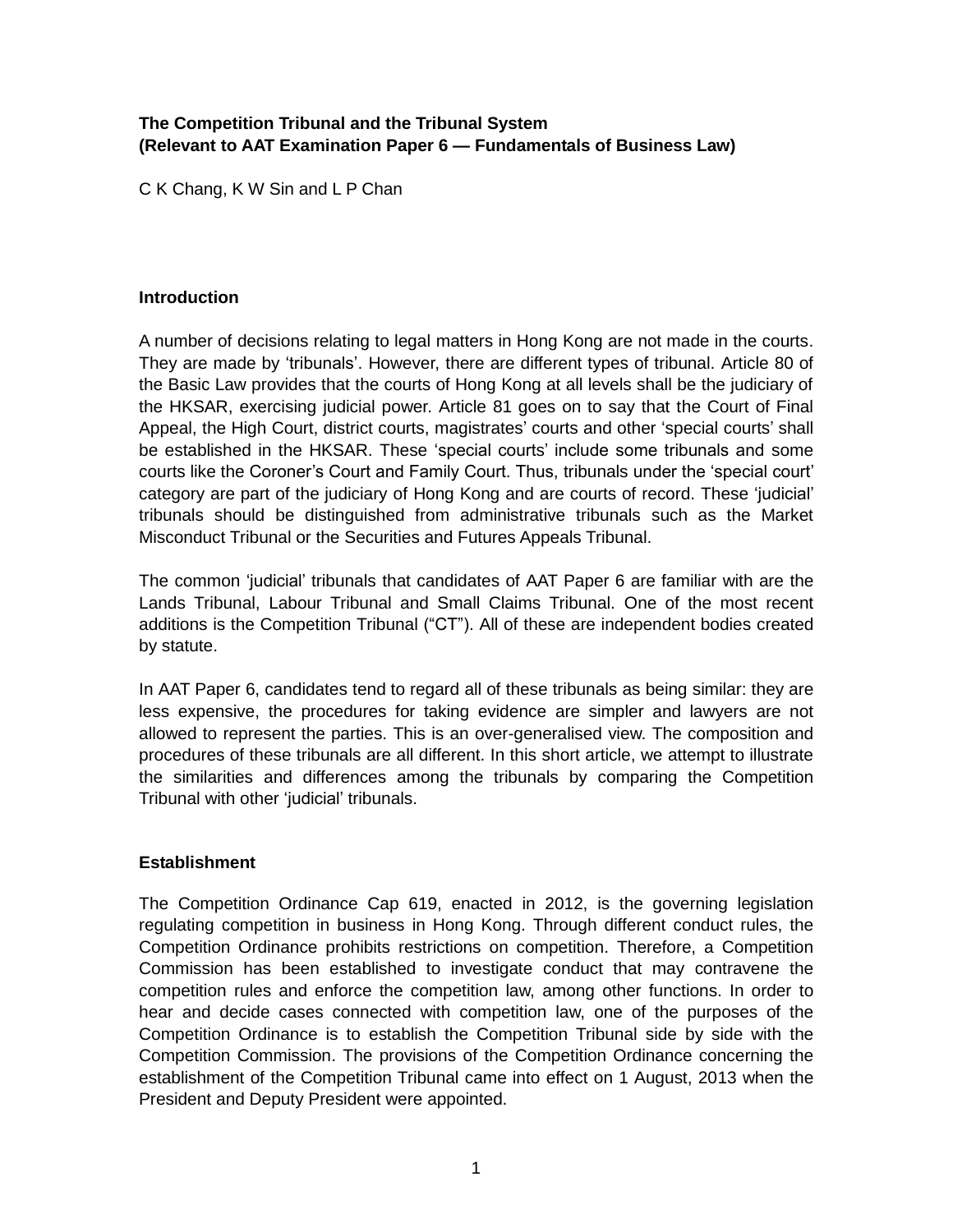**The Competition Tribunal and the Tribunal System**
**(Relevant to AAT Examination Paper 6 — Fundamentals of Business Law)**

C K Chang, K W Sin and L P Chan

## Introduction

A number of decisions relating to legal matters in Hong Kong are not made in the courts. They are made by 'tribunals'. However, there are different types of tribunal. Article 80 of the Basic Law provides that the courts of Hong Kong at all levels shall be the judiciary of the HKSAR, exercising judicial power. Article 81 goes on to say that the Court of Final Appeal, the High Court, district courts, magistrates' courts and other 'special courts' shall be established in the HKSAR. These 'special courts' include some tribunals and some courts like the Coroner's Court and Family Court. Thus, tribunals under the 'special court' category are part of the judiciary of Hong Kong and are courts of record. These 'judicial' tribunals should be distinguished from administrative tribunals such as the Market Misconduct Tribunal or the Securities and Futures Appeals Tribunal.

The common 'judicial' tribunals that candidates of AAT Paper 6 are familiar with are the Lands Tribunal, Labour Tribunal and Small Claims Tribunal. One of the most recent additions is the Competition Tribunal ("CT"). All of these are independent bodies created by statute.

In AAT Paper 6, candidates tend to regard all of these tribunals as being similar: they are less expensive, the procedures for taking evidence are simpler and lawyers are not allowed to represent the parties. This is an over-generalised view. The composition and procedures of these tribunals are all different. In this short article, we attempt to illustrate the similarities and differences among the tribunals by comparing the Competition Tribunal with other 'judicial' tribunals.

## Establishment

The Competition Ordinance Cap 619, enacted in 2012, is the governing legislation regulating competition in business in Hong Kong. Through different conduct rules, the Competition Ordinance prohibits restrictions on competition. Therefore, a Competition Commission has been established to investigate conduct that may contravene the competition rules and enforce the competition law, among other functions. In order to hear and decide cases connected with competition law, one of the purposes of the Competition Ordinance is to establish the Competition Tribunal side by side with the Competition Commission. The provisions of the Competition Ordinance concerning the establishment of the Competition Tribunal came into effect on 1 August, 2013 when the President and Deputy President were appointed.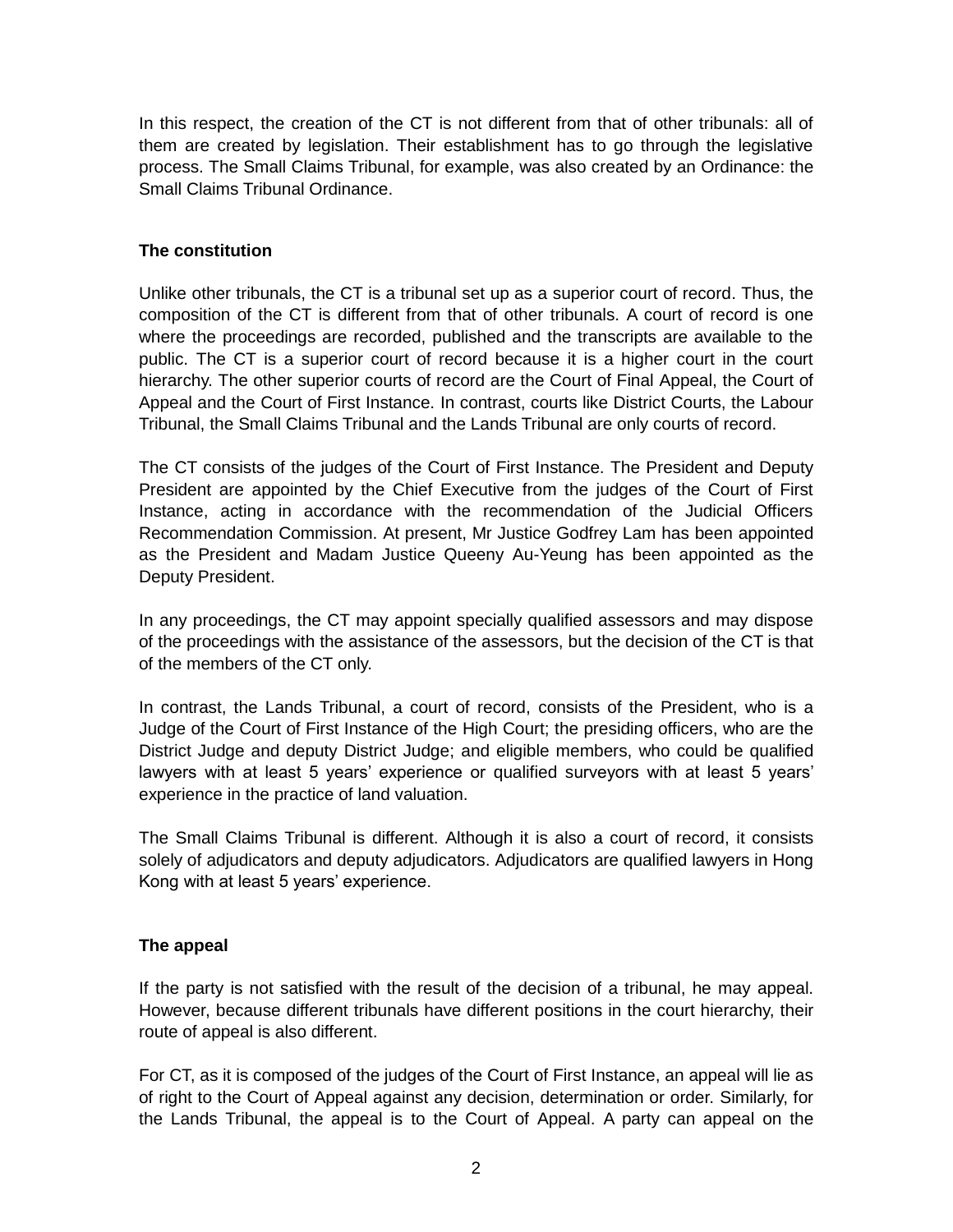In this respect, the creation of the CT is not different from that of other tribunals: all of them are created by legislation. Their establishment has to go through the legislative process. The Small Claims Tribunal, for example, was also created by an Ordinance: the Small Claims Tribunal Ordinance.

**The constitution**

Unlike other tribunals, the CT is a tribunal set up as a superior court of record. Thus, the composition of the CT is different from that of other tribunals. A court of record is one where the proceedings are recorded, published and the transcripts are available to the public. The CT is a superior court of record because it is a higher court in the court hierarchy. The other superior courts of record are the Court of Final Appeal, the Court of Appeal and the Court of First Instance. In contrast, courts like District Courts, the Labour Tribunal, the Small Claims Tribunal and the Lands Tribunal are only courts of record.

The CT consists of the judges of the Court of First Instance. The President and Deputy President are appointed by the Chief Executive from the judges of the Court of First Instance, acting in accordance with the recommendation of the Judicial Officers Recommendation Commission. At present, Mr Justice Godfrey Lam has been appointed as the President and Madam Justice Queeny Au-Yeung has been appointed as the Deputy President.

In any proceedings, the CT may appoint specially qualified assessors and may dispose of the proceedings with the assistance of the assessors, but the decision of the CT is that of the members of the CT only.

In contrast, the Lands Tribunal, a court of record, consists of the President, who is a Judge of the Court of First Instance of the High Court; the presiding officers, who are the District Judge and deputy District Judge; and eligible members, who could be qualified lawyers with at least 5 years' experience or qualified surveyors with at least 5 years' experience in the practice of land valuation.

The Small Claims Tribunal is different. Although it is also a court of record, it consists solely of adjudicators and deputy adjudicators. Adjudicators are qualified lawyers in Hong Kong with at least 5 years' experience.

**The appeal**

If the party is not satisfied with the result of the decision of a tribunal, he may appeal. However, because different tribunals have different positions in the court hierarchy, their route of appeal is also different.

For CT, as it is composed of the judges of the Court of First Instance, an appeal will lie as of right to the Court of Appeal against any decision, determination or order. Similarly, for the Lands Tribunal, the appeal is to the Court of Appeal. A party can appeal on the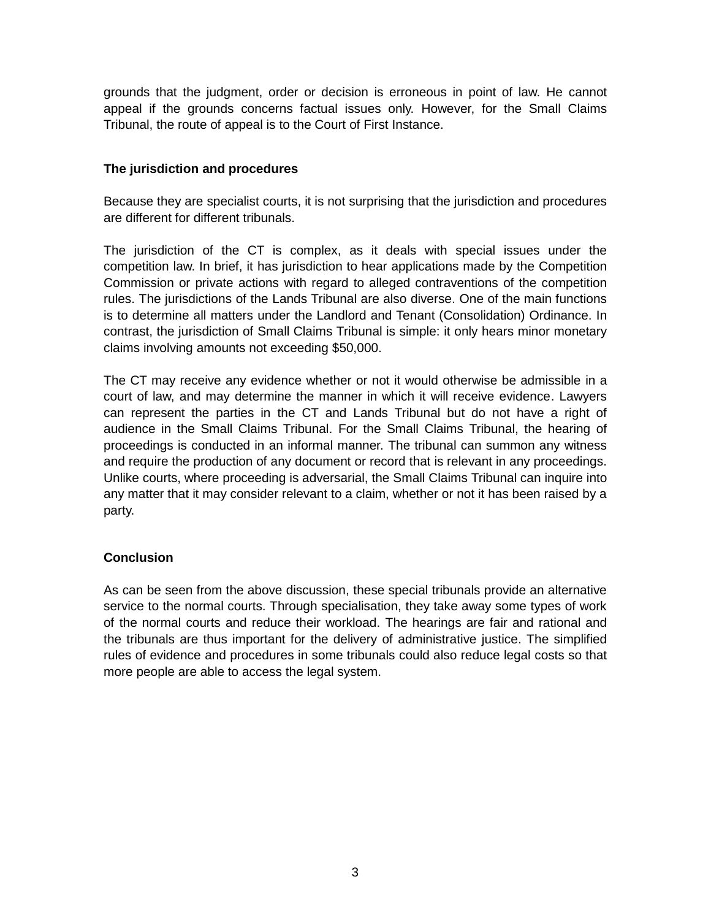grounds that the judgment, order or decision is erroneous in point of law. He cannot appeal if the grounds concerns factual issues only. However, for the Small Claims Tribunal, the route of appeal is to the Court of First Instance.

**The jurisdiction and procedures**

Because they are specialist courts, it is not surprising that the jurisdiction and procedures are different for different tribunals.

The jurisdiction of the CT is complex, as it deals with special issues under the competition law. In brief, it has jurisdiction to hear applications made by the Competition Commission or private actions with regard to alleged contraventions of the competition rules. The jurisdictions of the Lands Tribunal are also diverse. One of the main functions is to determine all matters under the Landlord and Tenant (Consolidation) Ordinance. In contrast, the jurisdiction of Small Claims Tribunal is simple: it only hears minor monetary claims involving amounts not exceeding $50,000.

The CT may receive any evidence whether or not it would otherwise be admissible in a court of law, and may determine the manner in which it will receive evidence. Lawyers can represent the parties in the CT and Lands Tribunal but do not have a right of audience in the Small Claims Tribunal. For the Small Claims Tribunal, the hearing of proceedings is conducted in an informal manner. The tribunal can summon any witness and require the production of any document or record that is relevant in any proceedings. Unlike courts, where proceeding is adversarial, the Small Claims Tribunal can inquire into any matter that it may consider relevant to a claim, whether or not it has been raised by a party.

**Conclusion**

As can be seen from the above discussion, these special tribunals provide an alternative service to the normal courts. Through specialisation, they take away some types of work of the normal courts and reduce their workload. The hearings are fair and rational and the tribunals are thus important for the delivery of administrative justice. The simplified rules of evidence and procedures in some tribunals could also reduce legal costs so that more people are able to access the legal system.